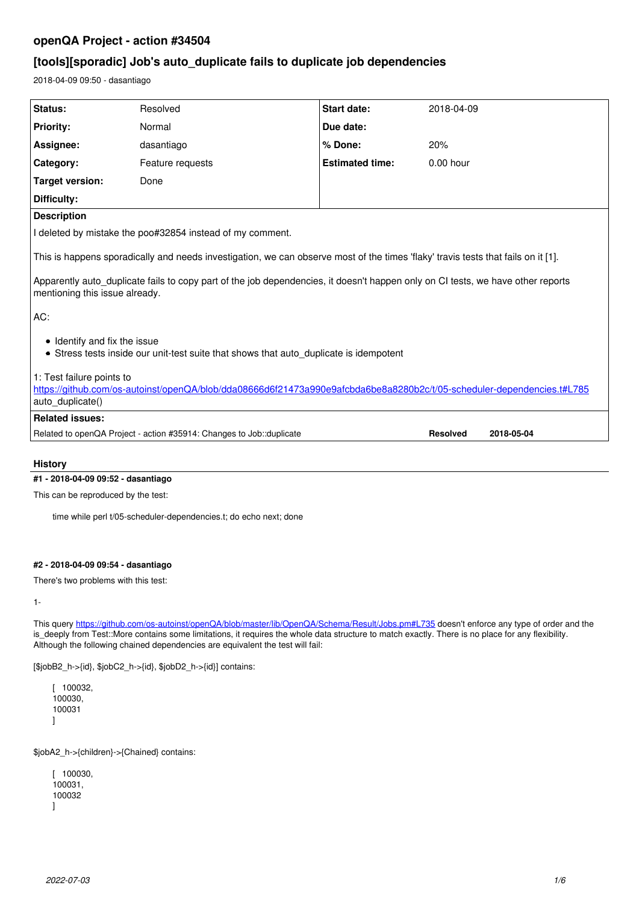# openQA Project - action #34504

## [tools][sporadic] Job's auto_duplicate fails to duplicate job dependencies

2018-04-09 09:50 - dasantiago

| | | | |
|---|---|---|---|
| **Status:** | Resolved | **Start date:** | 2018-04-09 |
| **Priority:** | Normal | **Due date:** | |
| **Assignee:** | dasantiago | **% Done:** | 20% |
| **Category:** | Feature requests | **Estimated time:** | 0.00 hour |
| **Target version:** | Done | | |
| **Difficulty:** | | | |

**Description**

I deleted by mistake the poo#32854 instead of my comment.

This is happens sporadically and needs investigation, we can observe most of the times 'flaky' travis tests that fails on it [1].

Apparently auto_duplicate fails to copy part of the job dependencies, it doesn't happen only on CI tests, we have other reports mentioning this issue already.

AC:

- Identify and fix the issue
- Stress tests inside our unit-test suite that shows that auto_duplicate is idempotent

1: Test failure points to
https://github.com/os-autoinst/openQA/blob/dda08666d6f21473a990e9afcbda6be8a8280b2c/t/05-scheduler-dependencies.t#L785
auto_duplicate()

**Related issues:**

| | | |
|---|---|---|
| Related to openQA Project - action #35914: Changes to Job::duplicate | **Resolved** | **2018-05-04** |

## History

### #1 - 2018-04-09 09:52 - dasantiago

This can be reproduced by the test:

```
time while perl t/05-scheduler-dependencies.t; do echo next; done
```

### #2 - 2018-04-09 09:54 - dasantiago

There's two problems with this test:

1-

This query https://github.com/os-autoinst/openQA/blob/master/lib/OpenQA/Schema/Result/Jobs.pm#L735 doesn't enforce any type of order and the is_deeply from Test::More contains some limitations, it requires the whole data structure to match exactly. There is no place for any flexibility. Although the following chained dependencies are equivalent the test will fail:

[$jobB2_h->{id}, $jobC2_h->{id}, $jobD2_h->{id}] contains:

```
[  100032,
100030,
100031
]
```

$jobA2_h->{children}->{Chained} contains:

```
[  100030,
100031,
100032
]
```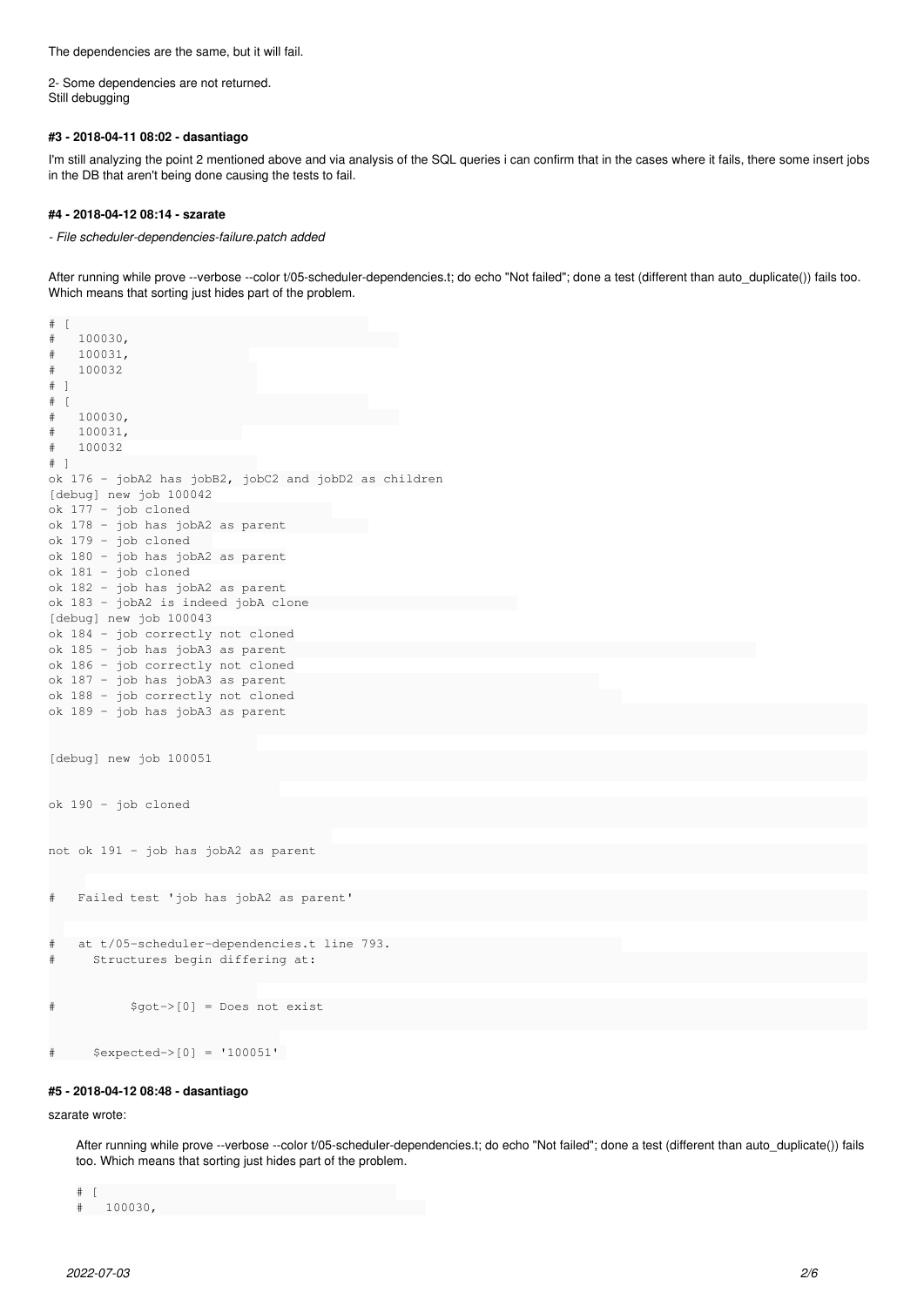The dependencies are the same, but it will fail.

2- Some dependencies are not returned.
Still debugging

#### #3 - 2018-04-11 08:02 - dasantiago

I'm still analyzing the point 2 mentioned above and via analysis of the SQL queries i can confirm that in the cases where it fails, there some insert jobs in the DB that aren't being done causing the tests to fail.

#### #4 - 2018-04-12 08:14 - szarate

*- File scheduler-dependencies-failure.patch added*

After running while prove --verbose --color t/05-scheduler-dependencies.t; do echo "Not failed"; done a test (different than auto_duplicate()) fails too. Which means that sorting just hides part of the problem.

```
# [
#   100030,
#   100031,
#   100032
# ]
# [
#   100030,
#   100031,
#   100032
# ]
ok 176 - jobA2 has jobB2, jobC2 and jobD2 as children
[debug] new job 100042
ok 177 - job cloned
ok 178 - job has jobA2 as parent
ok 179 - job cloned
ok 180 - job has jobA2 as parent
ok 181 - job cloned
ok 182 - job has jobA2 as parent
ok 183 - jobA2 is indeed jobA clone
[debug] new job 100043
ok 184 - job correctly not cloned
ok 185 - job has jobA3 as parent
ok 186 - job correctly not cloned
ok 187 - job has jobA3 as parent
ok 188 - job correctly not cloned
ok 189 - job has jobA3 as parent

[debug] new job 100051

ok 190 - job cloned

not ok 191 - job has jobA2 as parent

#   Failed test 'job has jobA2 as parent'

#   at t/05-scheduler-dependencies.t line 793.
#     Structures begin differing at:

#          $got->[0] = Does not exist

#     $expected->[0] = '100051'
```

#### #5 - 2018-04-12 08:48 - dasantiago

szarate wrote:

> After running while prove --verbose --color t/05-scheduler-dependencies.t; do echo "Not failed"; done a test (different than auto_duplicate()) fails too. Which means that sorting just hides part of the problem.
>
> ```
> # [
> #   100030,
> ```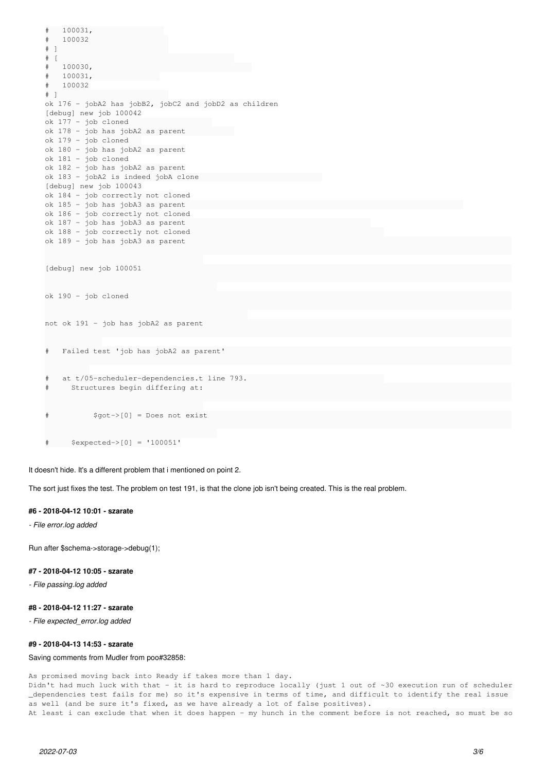```
#   100031,
#   100032
# ]
# [
#   100030,
#   100031,
#   100032
# ]
ok 176 - jobA2 has jobB2, jobC2 and jobD2 as children
[debug] new job 100042
ok 177 - job cloned
ok 178 - job has jobA2 as parent
ok 179 - job cloned
ok 180 - job has jobA2 as parent
ok 181 - job cloned
ok 182 - job has jobA2 as parent
ok 183 - jobA2 is indeed jobA clone
[debug] new job 100043
ok 184 - job correctly not cloned
ok 185 - job has jobA3 as parent
ok 186 - job correctly not cloned
ok 187 - job has jobA3 as parent
ok 188 - job correctly not cloned
ok 189 - job has jobA3 as parent


[debug] new job 100051


ok 190 - job cloned


not ok 191 - job has jobA2 as parent


#   Failed test 'job has jobA2 as parent'


#   at t/05-scheduler-dependencies.t line 793.
#     Structures begin differing at:


#          $got->[0] = Does not exist


#     $expected->[0] = '100051'
```

It doesn't hide. It's a different problem that i mentioned on point 2.

The sort just fixes the test. The problem on test 191, is that the clone job isn't being created. This is the real problem.

#### #6 - 2018-04-12 10:01 - szarate

*- File error.log added*

Run after $schema->storage->debug(1);

#### #7 - 2018-04-12 10:05 - szarate

*- File passing.log added*

#### #8 - 2018-04-12 11:27 - szarate

*- File expected_error.log added*

#### #9 - 2018-04-13 14:53 - szarate

Saving comments from Mudler from poo#32858:

```
As promised moving back into Ready if takes more than 1 day.
Didn't had much luck with that - it is hard to reproduce locally (just 1 out of ~30 execution run of scheduler
_dependencies test fails for me) so it's expensive in terms of time, and difficult to identify the real issue
as well (and be sure it's fixed, as we have already a lot of false positives).
At least i can exclude that when it does happen - my hunch in the comment before is not reached, so must be so
```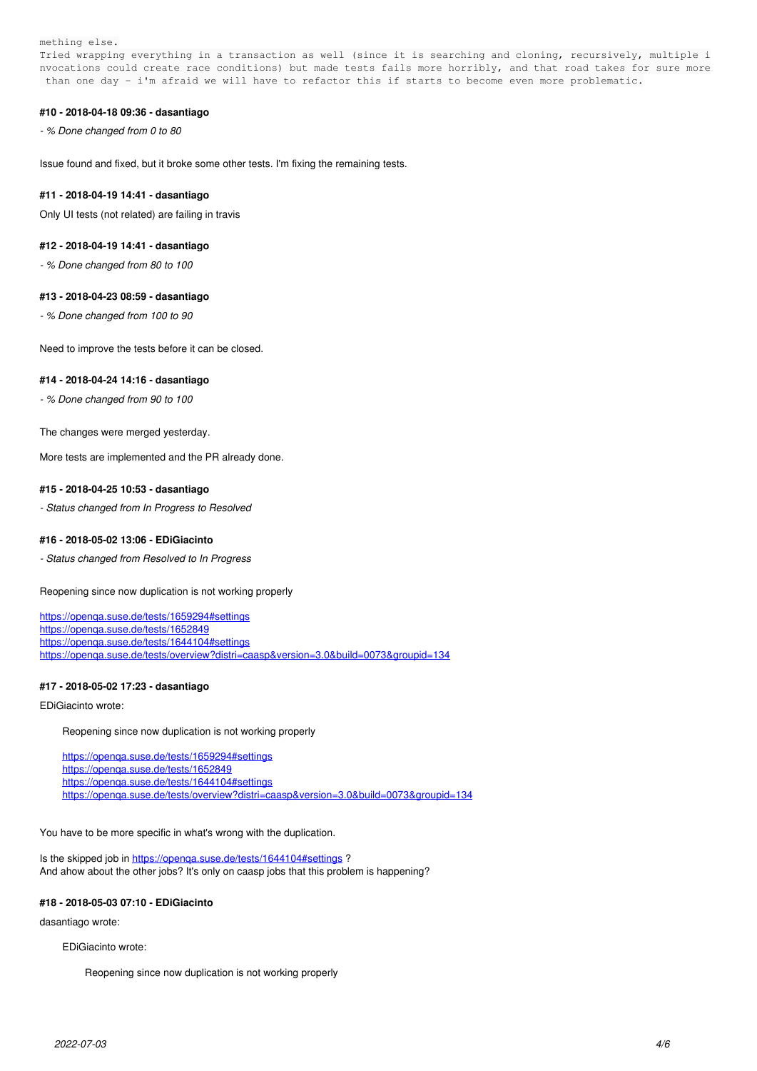```
mething else.
Tried wrapping everything in a transaction as well (since it is searching and cloning, recursively, multiple i
nvocations could create race conditions) but made tests fails more horribly, and that road takes for sure more
 than one day - i'm afraid we will have to refactor this if starts to become even more problematic.
```

#### #10 - 2018-04-18 09:36 - dasantiago

*- % Done changed from 0 to 80*

Issue found and fixed, but it broke some other tests. I'm fixing the remaining tests.

#### #11 - 2018-04-19 14:41 - dasantiago

Only UI tests (not related) are failing in travis

#### #12 - 2018-04-19 14:41 - dasantiago

*- % Done changed from 80 to 100*

#### #13 - 2018-04-23 08:59 - dasantiago

*- % Done changed from 100 to 90*

Need to improve the tests before it can be closed.

#### #14 - 2018-04-24 14:16 - dasantiago

*- % Done changed from 90 to 100*

The changes were merged yesterday.

More tests are implemented and the PR already done.

#### #15 - 2018-04-25 10:53 - dasantiago

*- Status changed from In Progress to Resolved*

#### #16 - 2018-05-02 13:06 - EDiGiacinto

*- Status changed from Resolved to In Progress*

Reopening since now duplication is not working properly

https://openqa.suse.de/tests/1659294#settings
https://openqa.suse.de/tests/1652849
https://openqa.suse.de/tests/1644104#settings
https://openqa.suse.de/tests/overview?distri=caasp&version=3.0&build=0073&groupid=134

#### #17 - 2018-05-02 17:23 - dasantiago

EDiGiacinto wrote:

> Reopening since now duplication is not working properly
>
> https://openqa.suse.de/tests/1659294#settings
> https://openqa.suse.de/tests/1652849
> https://openqa.suse.de/tests/1644104#settings
> https://openqa.suse.de/tests/overview?distri=caasp&version=3.0&build=0073&groupid=134

You have to be more specific in what's wrong with the duplication.

Is the skipped job in https://openqa.suse.de/tests/1644104#settings ?
And ahow about the other jobs? It's only on caasp jobs that this problem is happening?

#### #18 - 2018-05-03 07:10 - EDiGiacinto

dasantiago wrote:

> EDiGiacinto wrote:
>
> > Reopening since now duplication is not working properly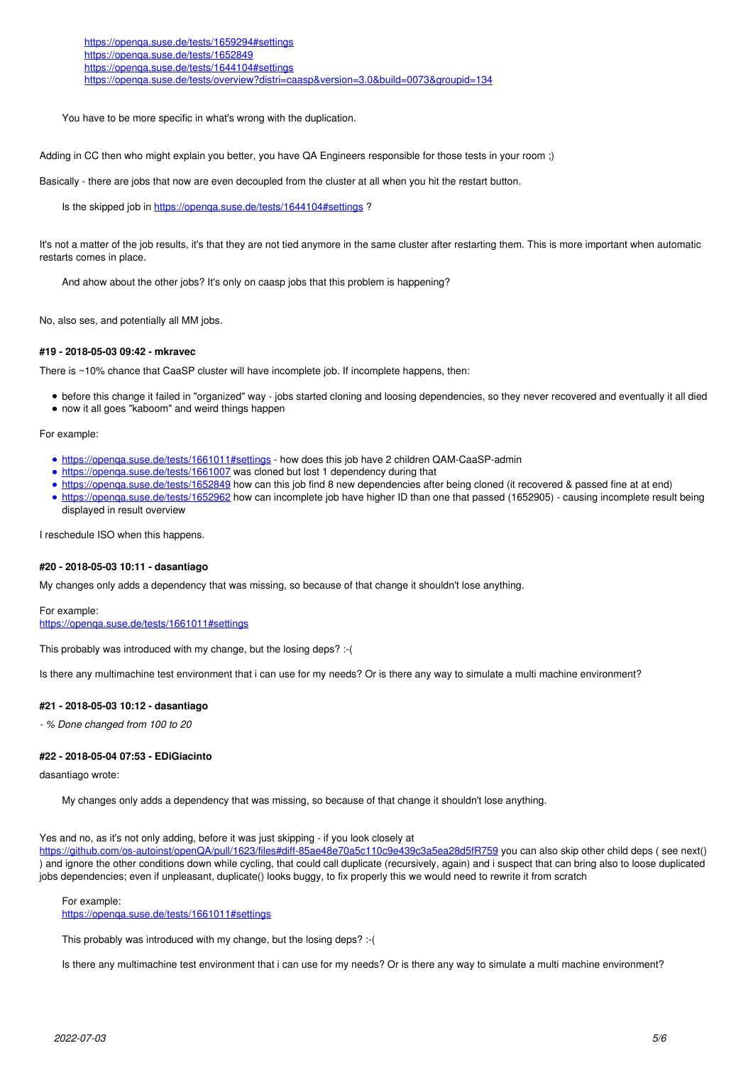> https://openqa.suse.de/tests/1659294#settings
> https://openqa.suse.de/tests/1652849
> https://openqa.suse.de/tests/1644104#settings
> https://openqa.suse.de/tests/overview?distri=caasp&version=3.0&build=0073&groupid=134
>
> You have to be more specific in what's wrong with the duplication.

Adding in CC then who might explain you better, you have QA Engineers responsible for those tests in your room ;)

Basically - there are jobs that now are even decoupled from the cluster at all when you hit the restart button.

> Is the skipped job in https://openqa.suse.de/tests/1644104#settings ?

It's not a matter of the job results, it's that they are not tied anymore in the same cluster after restarting them. This is more important when automatic restarts comes in place.

> And ahow about the other jobs? It's only on caasp jobs that this problem is happening?

No, also ses, and potentially all MM jobs.

#### #19 - 2018-05-03 09:42 - mkravec

There is ~10% chance that CaaSP cluster will have incomplete job. If incomplete happens, then:

- before this change it failed in "organized" way - jobs started cloning and loosing dependencies, so they never recovered and eventually it all died
- now it all goes "kaboom" and weird things happen

For example:

- https://openqa.suse.de/tests/1661011#settings - how does this job have 2 children QAM-CaaSP-admin
- https://openqa.suse.de/tests/1661007 was cloned but lost 1 dependency during that
- https://openqa.suse.de/tests/1652849 how can this job find 8 new dependencies after being cloned (it recovered & passed fine at at end)
- https://openqa.suse.de/tests/1652962 how can incomplete job have higher ID than one that passed (1652905) - causing incomplete result being displayed in result overview

I reschedule ISO when this happens.

#### #20 - 2018-05-03 10:11 - dasantiago

My changes only adds a dependency that was missing, so because of that change it shouldn't lose anything.

For example:
https://openqa.suse.de/tests/1661011#settings

This probably was introduced with my change, but the losing deps? :-(

Is there any multimachine test environment that i can use for my needs? Or is there any way to simulate a multi machine environment?

#### #21 - 2018-05-03 10:12 - dasantiago

*- % Done changed from 100 to 20*

#### #22 - 2018-05-04 07:53 - EDiGiacinto

dasantiago wrote:

> My changes only adds a dependency that was missing, so because of that change it shouldn't lose anything.

Yes and no, as it's not only adding, before it was just skipping - if you look closely at https://github.com/os-autoinst/openQA/pull/1623/files#diff-85ae48e70a5c110c9e439c3a5ea28d5fR759 you can also skip other child deps ( see next() ) and ignore the other conditions down while cycling, that could call duplicate (recursively, again) and i suspect that can bring also to loose duplicated jobs dependencies; even if unpleasant, duplicate() looks buggy, to fix properly this we would need to rewrite it from scratch

> For example:
> https://openqa.suse.de/tests/1661011#settings
>
> This probably was introduced with my change, but the losing deps? :-(
>
> Is there any multimachine test environment that i can use for my needs? Or is there any way to simulate a multi machine environment?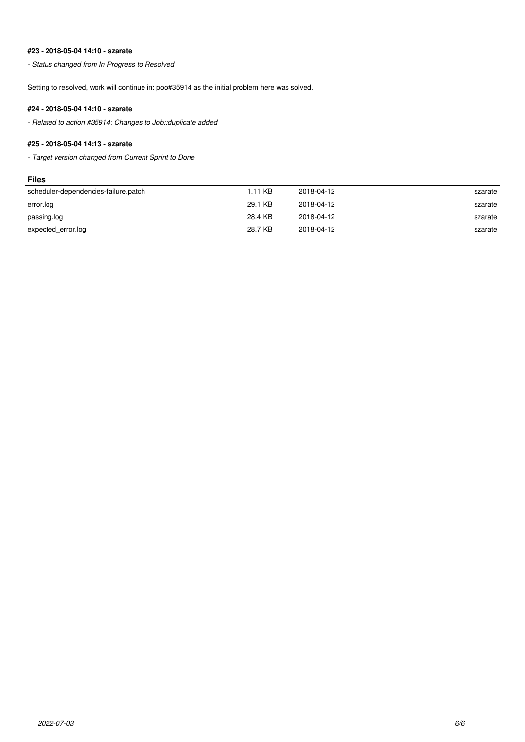#### #23 - 2018-05-04 14:10 - szarate

*- Status changed from In Progress to Resolved*

Setting to resolved, work will continue in: poo#35914 as the initial problem here was solved.

#### #24 - 2018-05-04 14:10 - szarate

*- Related to action #35914: Changes to Job::duplicate added*

#### #25 - 2018-05-04 14:13 - szarate

*- Target version changed from Current Sprint to Done*

### Files

| | | | |
|---|---|---|---|
| scheduler-dependencies-failure.patch | 1.11 KB | 2018-04-12 | szarate |
| error.log | 29.1 KB | 2018-04-12 | szarate |
| passing.log | 28.4 KB | 2018-04-12 | szarate |
| expected_error.log | 28.7 KB | 2018-04-12 | szarate |